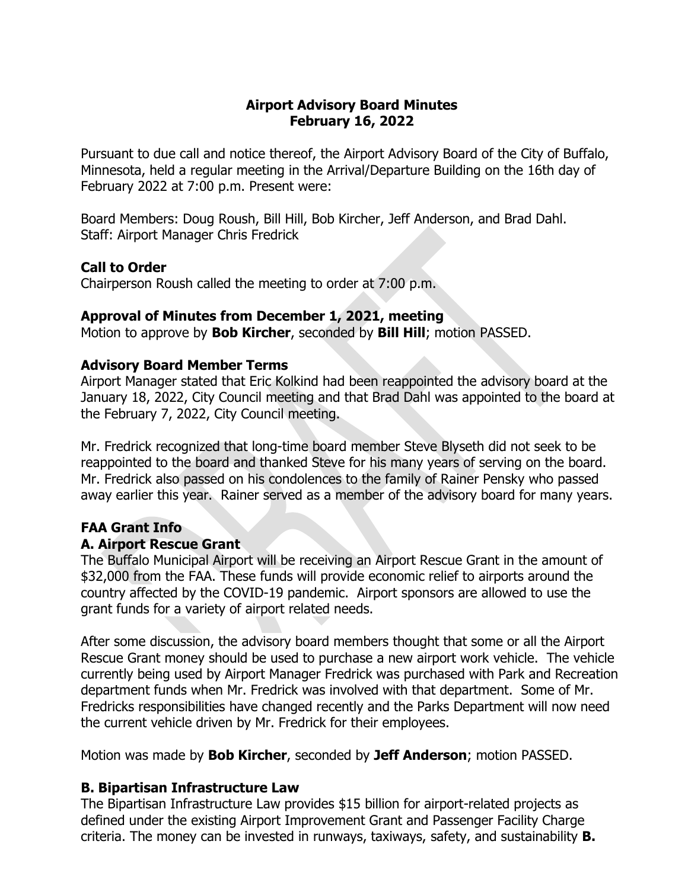# Airport Advisory Board Minutes
# February 16, 2022

Pursuant to due call and notice thereof, the Airport Advisory Board of the City of Buffalo, Minnesota, held a regular meeting in the Arrival/Departure Building on the 16th day of February 2022 at 7:00 p.m. Present were:

Board Members: Doug Roush, Bill Hill, Bob Kircher, Jeff Anderson, and Brad Dahl.
Staff: Airport Manager Chris Fredrick

### Call to Order

Chairperson Roush called the meeting to order at 7:00 p.m.

### Approval of Minutes from December 1, 2021, meeting

Motion to approve by **Bob Kircher**, seconded by **Bill Hill**; motion PASSED.

### Advisory Board Member Terms

Airport Manager stated that Eric Kolkind had been reappointed the advisory board at the January 18, 2022, City Council meeting and that Brad Dahl was appointed to the board at the February 7, 2022, City Council meeting.

Mr. Fredrick recognized that long-time board member Steve Blyseth did not seek to be reappointed to the board and thanked Steve for his many years of serving on the board. Mr. Fredrick also passed on his condolences to the family of Rainer Pensky who passed away earlier this year. Rainer served as a member of the advisory board for many years.

### FAA Grant Info

### A. Airport Rescue Grant

The Buffalo Municipal Airport will be receiving an Airport Rescue Grant in the amount of $32,000 from the FAA. These funds will provide economic relief to airports around the country affected by the COVID-19 pandemic. Airport sponsors are allowed to use the grant funds for a variety of airport related needs.

After some discussion, the advisory board members thought that some or all the Airport Rescue Grant money should be used to purchase a new airport work vehicle. The vehicle currently being used by Airport Manager Fredrick was purchased with Park and Recreation department funds when Mr. Fredrick was involved with that department. Some of Mr. Fredricks responsibilities have changed recently and the Parks Department will now need the current vehicle driven by Mr. Fredrick for their employees.

Motion was made by **Bob Kircher**, seconded by **Jeff Anderson**; motion PASSED.

### B. Bipartisan Infrastructure Law

The Bipartisan Infrastructure Law provides $15 billion for airport-related projects as defined under the existing Airport Improvement Grant and Passenger Facility Charge criteria. The money can be invested in runways, taxiways, safety, and sustainability **B.**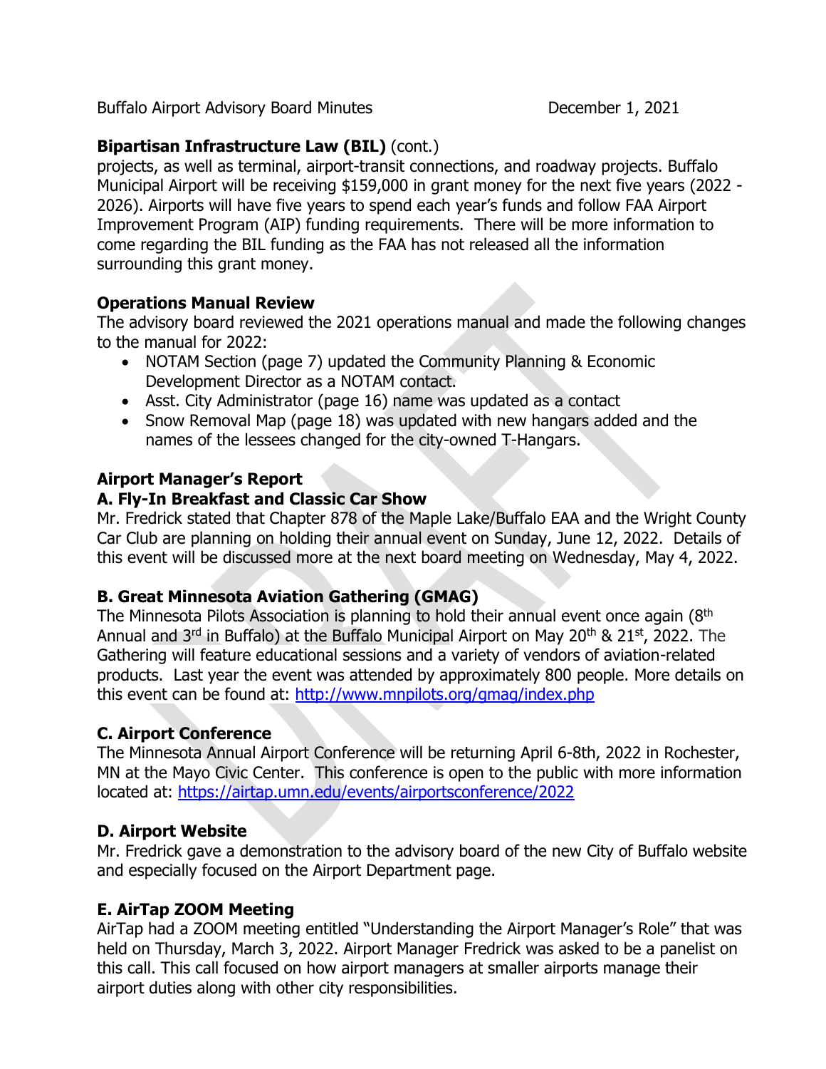**Bipartisan Infrastructure Law (BIL)** (cont.)

projects, as well as terminal, airport-transit connections, and roadway projects. Buffalo Municipal Airport will be receiving $159,000 in grant money for the next five years (2022 - 2026). Airports will have five years to spend each year's funds and follow FAA Airport Improvement Program (AIP) funding requirements. There will be more information to come regarding the BIL funding as the FAA has not released all the information surrounding this grant money.

**Operations Manual Review**

The advisory board reviewed the 2021 operations manual and made the following changes to the manual for 2022:

- NOTAM Section (page 7) updated the Community Planning & Economic Development Director as a NOTAM contact.
- Asst. City Administrator (page 16) name was updated as a contact
- Snow Removal Map (page 18) was updated with new hangars added and the names of the lessees changed for the city-owned T-Hangars.

**Airport Manager's Report**

**A. Fly-In Breakfast and Classic Car Show**

Mr. Fredrick stated that Chapter 878 of the Maple Lake/Buffalo EAA and the Wright County Car Club are planning on holding their annual event on Sunday, June 12, 2022. Details of this event will be discussed more at the next board meeting on Wednesday, May 4, 2022.

**B. Great Minnesota Aviation Gathering (GMAG)**

The Minnesota Pilots Association is planning to hold their annual event once again (8th Annual and 3rd in Buffalo) at the Buffalo Municipal Airport on May 20th & 21st, 2022. The Gathering will feature educational sessions and a variety of vendors of aviation-related products. Last year the event was attended by approximately 800 people. More details on this event can be found at: http://www.mnpilots.org/gmag/index.php

**C. Airport Conference**

The Minnesota Annual Airport Conference will be returning April 6-8th, 2022 in Rochester, MN at the Mayo Civic Center. This conference is open to the public with more information located at: https://airtap.umn.edu/events/airportsconference/2022

**D. Airport Website**

Mr. Fredrick gave a demonstration to the advisory board of the new City of Buffalo website and especially focused on the Airport Department page.

**E. AirTap ZOOM Meeting**

AirTap had a ZOOM meeting entitled "Understanding the Airport Manager's Role" that was held on Thursday, March 3, 2022. Airport Manager Fredrick was asked to be a panelist on this call. This call focused on how airport managers at smaller airports manage their airport duties along with other city responsibilities.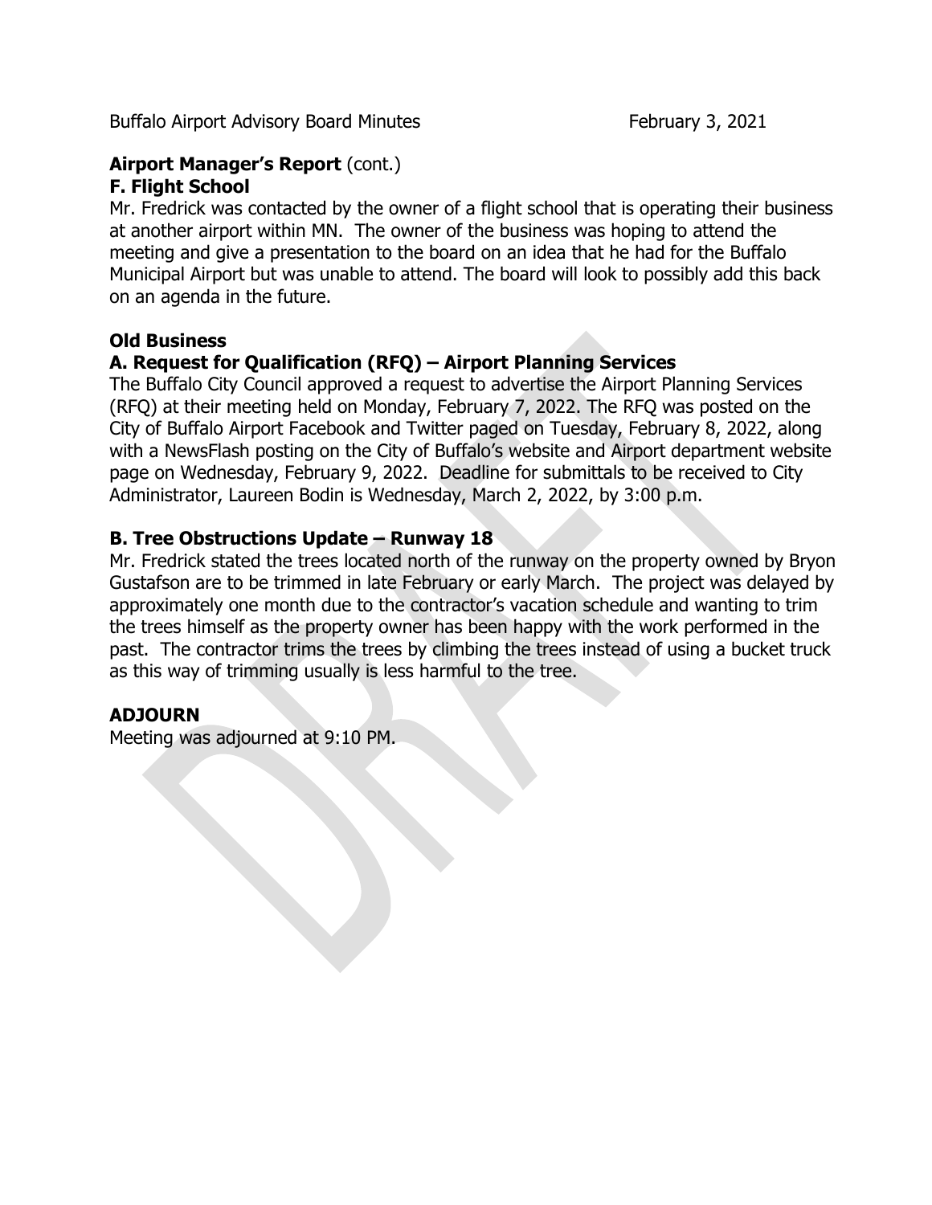**Airport Manager's Report** (cont.)

**F. Flight School**

Mr. Fredrick was contacted by the owner of a flight school that is operating their business at another airport within MN. The owner of the business was hoping to attend the meeting and give a presentation to the board on an idea that he had for the Buffalo Municipal Airport but was unable to attend. The board will look to possibly add this back on an agenda in the future.

**Old Business**

**A. Request for Qualification (RFQ) – Airport Planning Services**

The Buffalo City Council approved a request to advertise the Airport Planning Services (RFQ) at their meeting held on Monday, February 7, 2022. The RFQ was posted on the City of Buffalo Airport Facebook and Twitter paged on Tuesday, February 8, 2022, along with a NewsFlash posting on the City of Buffalo's website and Airport department website page on Wednesday, February 9, 2022. Deadline for submittals to be received to City Administrator, Laureen Bodin is Wednesday, March 2, 2022, by 3:00 p.m.

**B. Tree Obstructions Update – Runway 18**

Mr. Fredrick stated the trees located north of the runway on the property owned by Bryon Gustafson are to be trimmed in late February or early March. The project was delayed by approximately one month due to the contractor's vacation schedule and wanting to trim the trees himself as the property owner has been happy with the work performed in the past. The contractor trims the trees by climbing the trees instead of using a bucket truck as this way of trimming usually is less harmful to the tree.

**ADJOURN**

Meeting was adjourned at 9:10 PM.